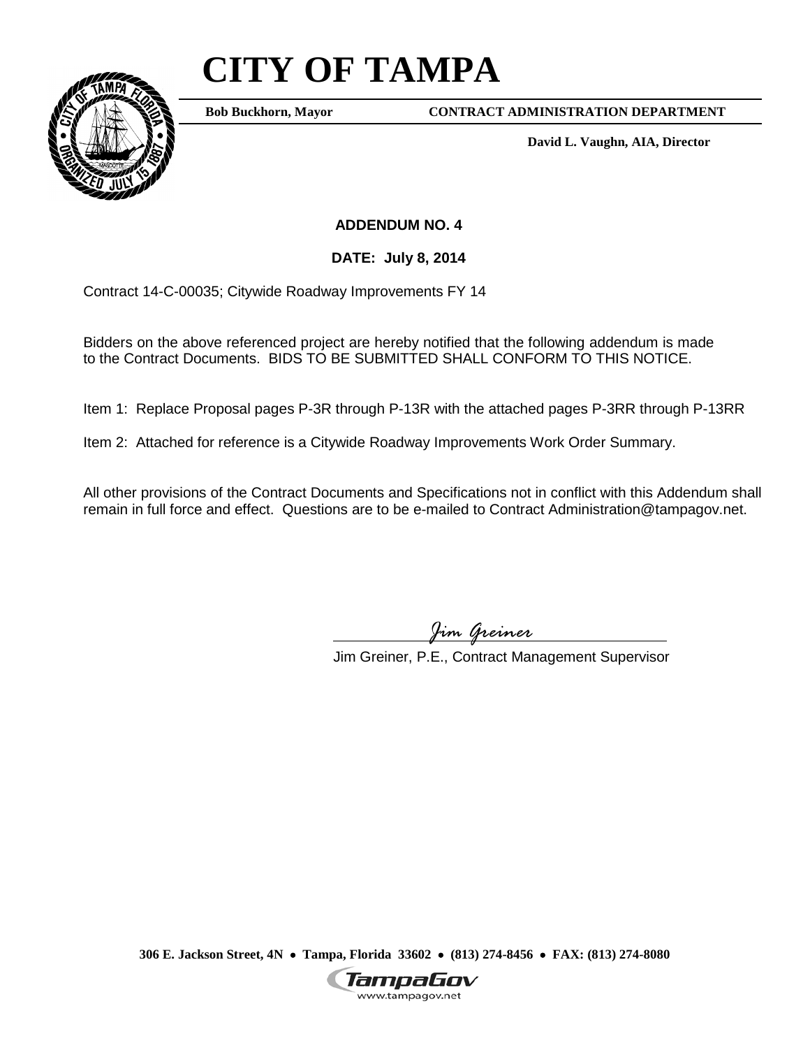# CITY OF TAMPA

**Bob Buckhorn, Mayor** **CONTRACT ADMINISTRATION DEPARTMENT**

**David L. Vaughn, AIA, Director**

**ADDENDUM NO. 4**

**DATE: July 8, 2014**

Contract 14-C-00035; Citywide Roadway Improvements FY 14

Bidders on the above referenced project are hereby notified that the following addendum is made to the Contract Documents. BIDS TO BE SUBMITTED SHALL CONFORM TO THIS NOTICE.

Item 1: Replace Proposal pages P-3R through P-13R with the attached pages P-3RR through P-13RR

Item 2: Attached for reference is a Citywide Roadway Improvements Work Order Summary.

All other provisions of the Contract Documents and Specifications not in conflict with this Addendum shall remain in full force and effect. Questions are to be e-mailed to Contract Administration@tampagov.net.

*Jim Greiner*

Jim Greiner, P.E., Contract Management Supervisor

**306 E. Jackson Street, 4N • Tampa, Florida 33602 • (813) 274-8456 • FAX: (813) 274-8080**

www.tampagov.net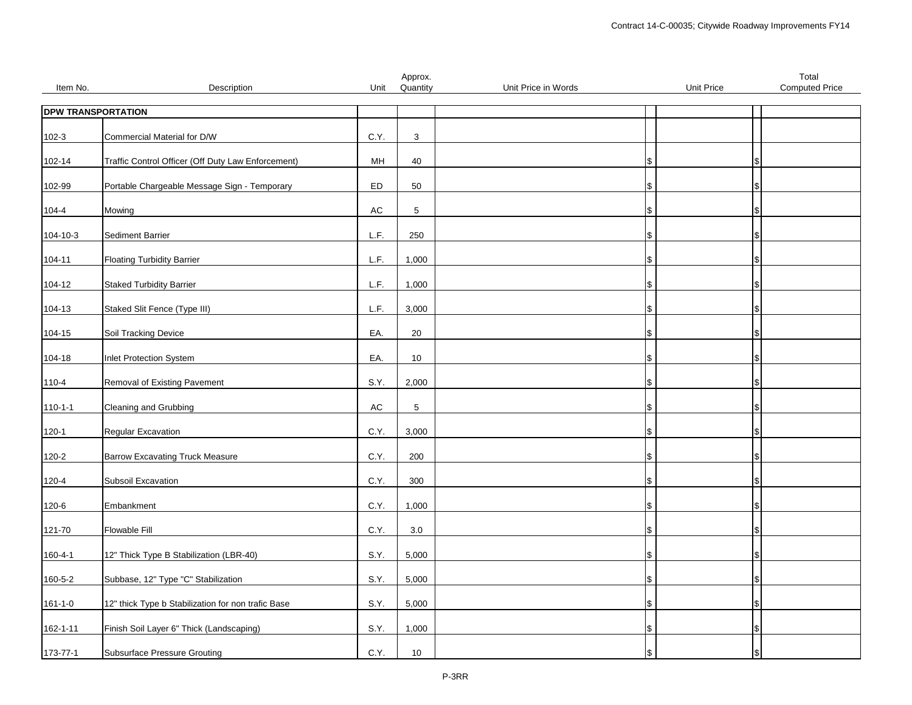| Item No. | Description | Unit | Approx. Quantity | Unit Price in Words | Unit Price | Total Computed Price |
|---|---|---|---|---|---|---|
| **DPW TRANSPORTATION** | | | | | | |
| 102-3 | Commercial Material for D/W | C.Y. | 3 | | | |
| 102-14 | Traffic Control Officer (Off Duty Law Enforcement) | MH | 40 | | $ | $ |
| 102-99 | Portable Chargeable Message Sign - Temporary | ED | 50 | | $ | $ |
| 104-4 | Mowing | AC | 5 | | $ | $ |
| 104-10-3 | Sediment Barrier | L.F. | 250 | | $ | $ |
| 104-11 | Floating Turbidity Barrier | L.F. | 1,000 | | $ | $ |
| 104-12 | Staked Turbidity Barrier | L.F. | 1,000 | | $ | $ |
| 104-13 | Staked Slit Fence (Type III) | L.F. | 3,000 | | $ | $ |
| 104-15 | Soil Tracking Device | EA. | 20 | | $ | $ |
| 104-18 | Inlet Protection System | EA. | 10 | | $ | $ |
| 110-4 | Removal of Existing Pavement | S.Y. | 2,000 | | $ | $ |
| 110-1-1 | Cleaning and Grubbing | AC | 5 | | $ | $ |
| 120-1 | Regular Excavation | C.Y. | 3,000 | | $ | $ |
| 120-2 | Barrow Excavating Truck Measure | C.Y. | 200 | | $ | $ |
| 120-4 | Subsoil Excavation | C.Y. | 300 | | $ | $ |
| 120-6 | Embankment | C.Y. | 1,000 | | $ | $ |
| 121-70 | Flowable Fill | C.Y. | 3.0 | | $ | $ |
| 160-4-1 | 12" Thick Type B Stabilization (LBR-40) | S.Y. | 5,000 | | $ | $ |
| 160-5-2 | Subbase, 12" Type "C" Stabilization | S.Y. | 5,000 | | $ | $ |
| 161-1-0 | 12" thick Type b Stabilization for non trafic Base | S.Y. | 5,000 | | $ | $ |
| 162-1-11 | Finish Soil Layer 6" Thick (Landscaping) | S.Y. | 1,000 | | $ | $ |
| 173-77-1 | Subsurface Pressure Grouting | C.Y. | 10 | | $ | $ |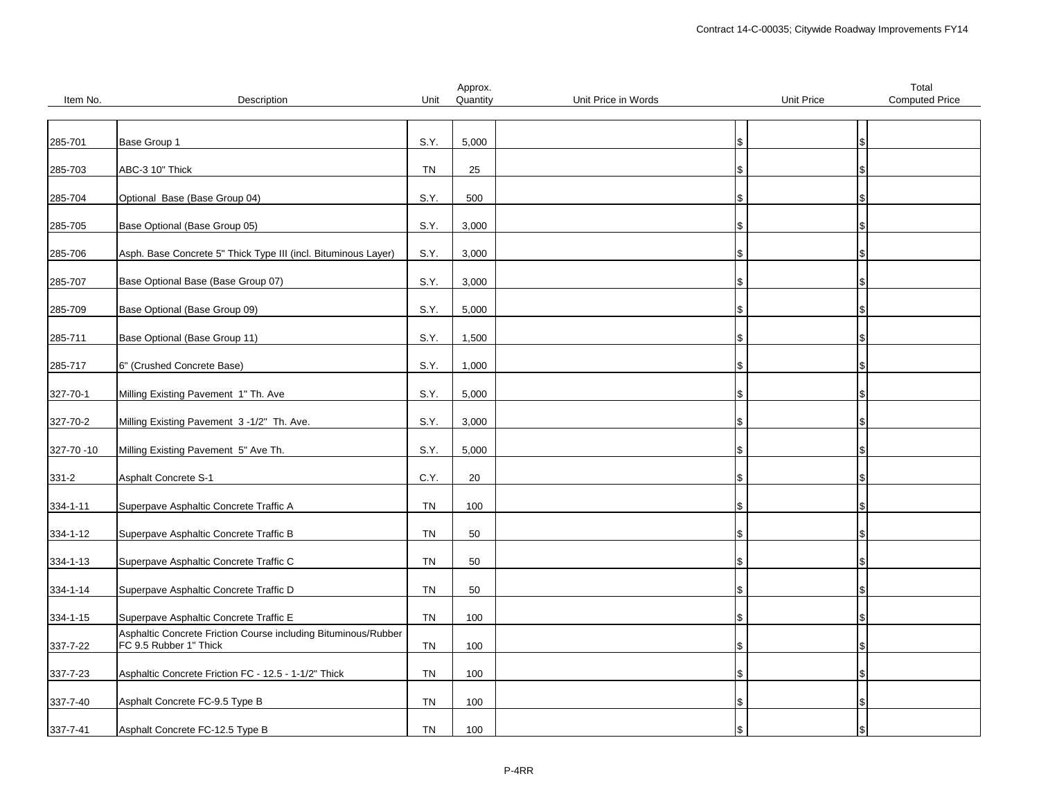| Item No. | Description | Unit | Approx. Quantity | Unit Price in Words | Unit Price | Total Computed Price |
|---|---|---|---|---|---|---|
| 285-701 | Base Group 1 | S.Y. | 5,000 | | $ | $ |
| 285-703 | ABC-3 10" Thick | TN | 25 | | $ | $ |
| 285-704 | Optional Base (Base Group 04) | S.Y. | 500 | | $ | $ |
| 285-705 | Base Optional (Base Group 05) | S.Y. | 3,000 | | $ | $ |
| 285-706 | Asph. Base Concrete 5" Thick Type III (incl. Bituminous Layer) | S.Y. | 3,000 | | $ | $ |
| 285-707 | Base Optional Base (Base Group 07) | S.Y. | 3,000 | | $ | $ |
| 285-709 | Base Optional (Base Group 09) | S.Y. | 5,000 | | $ | $ |
| 285-711 | Base Optional (Base Group 11) | S.Y. | 1,500 | | $ | $ |
| 285-717 | 6" (Crushed Concrete Base) | S.Y. | 1,000 | | $ | $ |
| 327-70-1 | Milling Existing Pavement 1" Th. Ave | S.Y. | 5,000 | | $ | $ |
| 327-70-2 | Milling Existing Pavement 3 -1/2" Th. Ave. | S.Y. | 3,000 | | $ | $ |
| 327-70 -10 | Milling Existing Pavement 5" Ave Th. | S.Y. | 5,000 | | $ | $ |
| 331-2 | Asphalt Concrete S-1 | C.Y. | 20 | | $ | $ |
| 334-1-11 | Superpave Asphaltic Concrete Traffic A | TN | 100 | | $ | $ |
| 334-1-12 | Superpave Asphaltic Concrete Traffic B | TN | 50 | | $ | $ |
| 334-1-13 | Superpave Asphaltic Concrete Traffic C | TN | 50 | | $ | $ |
| 334-1-14 | Superpave Asphaltic Concrete Traffic D | TN | 50 | | $ | $ |
| 334-1-15 | Superpave Asphaltic Concrete Traffic E | TN | 100 | | $ | $ |
| 337-7-22 | Asphaltic Concrete Friction Course including Bituminous/Rubber FC 9.5 Rubber 1" Thick | TN | 100 | | $ | $ |
| 337-7-23 | Asphaltic Concrete Friction FC - 12.5 - 1-1/2" Thick | TN | 100 | | $ | $ |
| 337-7-40 | Asphalt Concrete FC-9.5 Type B | TN | 100 | | $ | $ |
| 337-7-41 | Asphalt Concrete FC-12.5 Type B | TN | 100 | | $ | $ |

P-4RR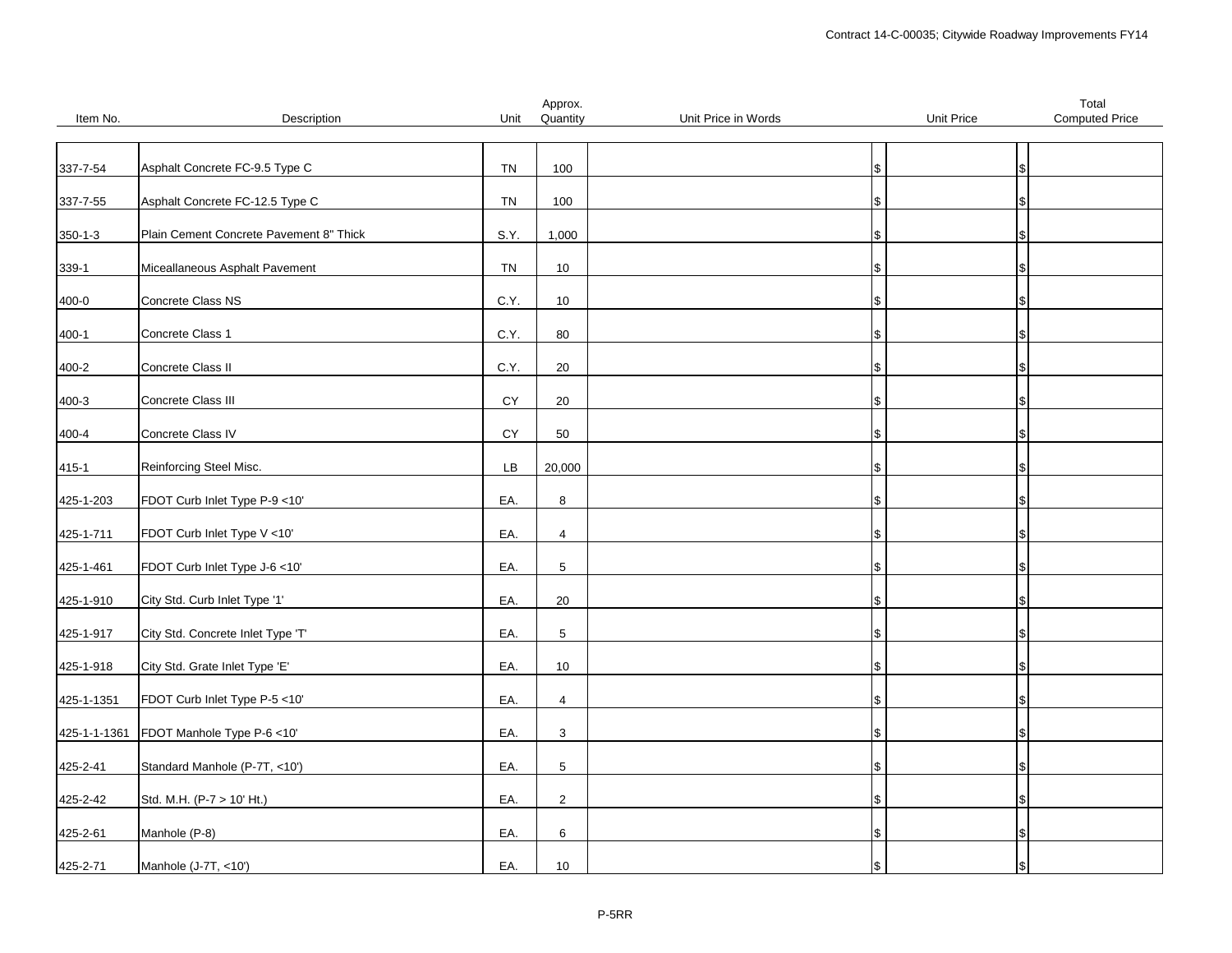| Item No. | Description | Unit | Approx. Quantity | Unit Price in Words | Unit Price | Total Computed Price |
|---|---|---|---|---|---|---|
| 337-7-54 | Asphalt Concrete FC-9.5 Type C | TN | 100 | | $ | $ |
| 337-7-55 | Asphalt Concrete FC-12.5 Type C | TN | 100 | | $ | $ |
| 350-1-3 | Plain Cement Concrete Pavement 8" Thick | S.Y. | 1,000 | | $ | $ |
| 339-1 | Miceallaneous Asphalt Pavement | TN | 10 | | $ | $ |
| 400-0 | Concrete Class NS | C.Y. | 10 | | $ | $ |
| 400-1 | Concrete Class 1 | C.Y. | 80 | | $ | $ |
| 400-2 | Concrete Class II | C.Y. | 20 | | $ | $ |
| 400-3 | Concrete Class III | CY | 20 | | $ | $ |
| 400-4 | Concrete Class IV | CY | 50 | | $ | $ |
| 415-1 | Reinforcing Steel Misc. | LB | 20,000 | | $ | $ |
| 425-1-203 | FDOT Curb Inlet Type P-9 <10' | EA. | 8 | | $ | $ |
| 425-1-711 | FDOT Curb Inlet Type V <10' | EA. | 4 | | $ | $ |
| 425-1-461 | FDOT Curb Inlet Type J-6 <10' | EA. | 5 | | $ | $ |
| 425-1-910 | City Std. Curb Inlet Type '1' | EA. | 20 | | $ | $ |
| 425-1-917 | City Std. Concrete Inlet Type 'T' | EA. | 5 | | $ | $ |
| 425-1-918 | City Std. Grate Inlet Type 'E' | EA. | 10 | | $ | $ |
| 425-1-1351 | FDOT Curb Inlet Type P-5 <10' | EA. | 4 | | $ | $ |
| 425-1-1-1361 | FDOT Manhole Type P-6 <10' | EA. | 3 | | $ | $ |
| 425-2-41 | Standard Manhole (P-7T, <10') | EA. | 5 | | $ | $ |
| 425-2-42 | Std. M.H. (P-7 > 10' Ht.) | EA. | 2 | | $ | $ |
| 425-2-61 | Manhole (P-8) | EA. | 6 | | $ | $ |
| 425-2-71 | Manhole (J-7T, <10') | EA. | 10 | | $ | $ |

P-5RR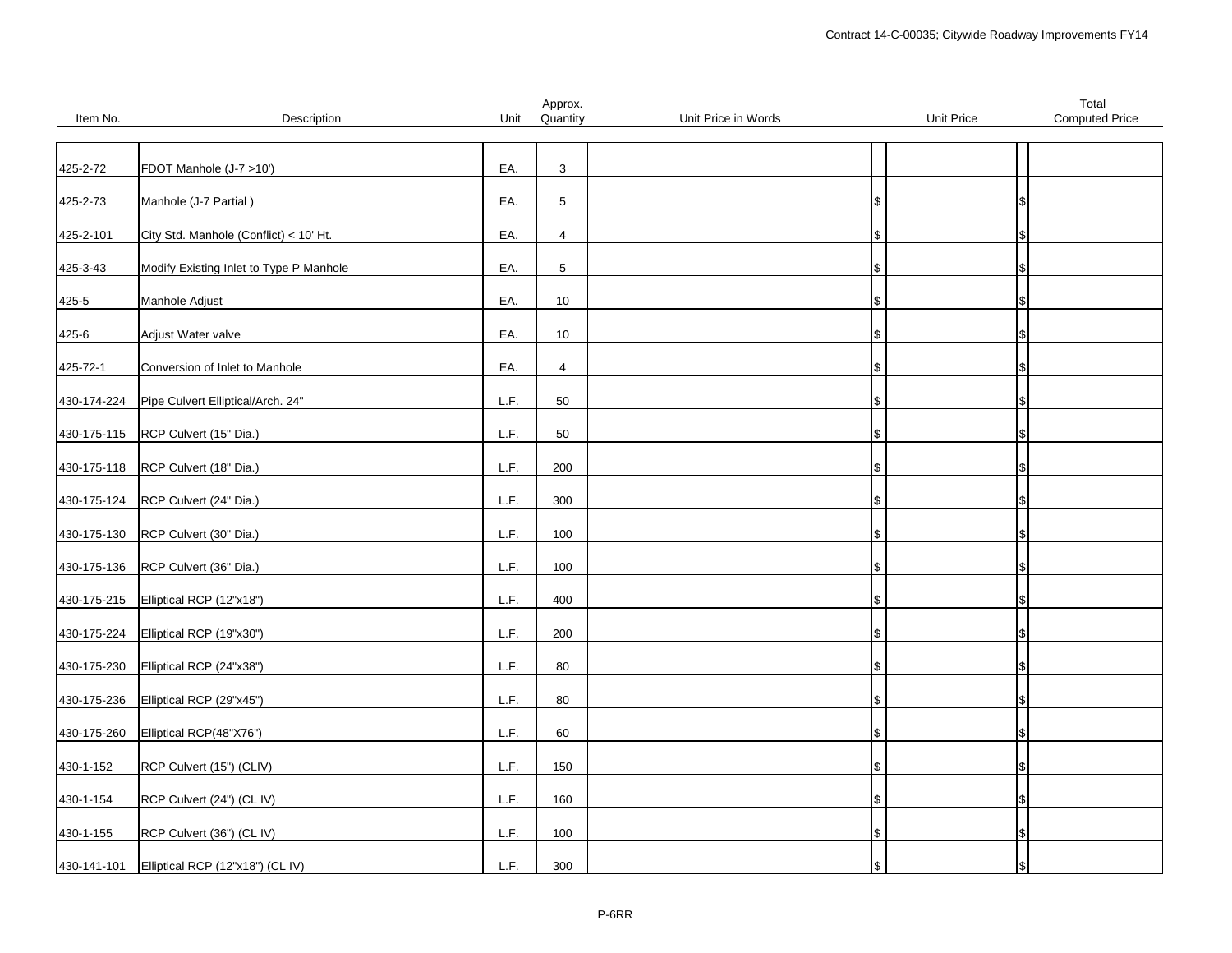| Item No. | Description | Unit | Approx. Quantity | Unit Price in Words | Unit Price | Total Computed Price |
|---|---|---|---|---|---|---|
| 425-2-72 | FDOT Manhole (J-7 >10') | EA. | 3 | | | |
| 425-2-73 | Manhole (J-7 Partial ) | EA. | 5 | | $ | $ |
| 425-2-101 | City Std. Manhole (Conflict) < 10' Ht. | EA. | 4 | | $ | $ |
| 425-3-43 | Modify Existing Inlet to Type P Manhole | EA. | 5 | | $ | $ |
| 425-5 | Manhole Adjust | EA. | 10 | | $ | $ |
| 425-6 | Adjust Water valve | EA. | 10 | | $ | $ |
| 425-72-1 | Conversion of Inlet to Manhole | EA. | 4 | | $ | $ |
| 430-174-224 | Pipe Culvert Elliptical/Arch. 24" | L.F. | 50 | | $ | $ |
| 430-175-115 | RCP Culvert (15" Dia.) | L.F. | 50 | | $ | $ |
| 430-175-118 | RCP Culvert (18" Dia.) | L.F. | 200 | | $ | $ |
| 430-175-124 | RCP Culvert (24" Dia.) | L.F. | 300 | | $ | $ |
| 430-175-130 | RCP Culvert (30" Dia.) | L.F. | 100 | | $ | $ |
| 430-175-136 | RCP Culvert (36" Dia.) | L.F. | 100 | | $ | $ |
| 430-175-215 | Elliptical RCP (12"x18") | L.F. | 400 | | $ | $ |
| 430-175-224 | Elliptical RCP (19"x30") | L.F. | 200 | | $ | $ |
| 430-175-230 | Elliptical RCP (24"x38") | L.F. | 80 | | $ | $ |
| 430-175-236 | Elliptical RCP (29"x45") | L.F. | 80 | | $ | $ |
| 430-175-260 | Elliptical RCP(48"X76") | L.F. | 60 | | $ | $ |
| 430-1-152 | RCP Culvert (15") (CLIV) | L.F. | 150 | | $ | $ |
| 430-1-154 | RCP Culvert (24") (CL IV) | L.F. | 160 | | $ | $ |
| 430-1-155 | RCP Culvert (36") (CL IV) | L.F. | 100 | | $ | $ |
| 430-141-101 | Elliptical RCP (12"x18") (CL IV) | L.F. | 300 | | $ | $ |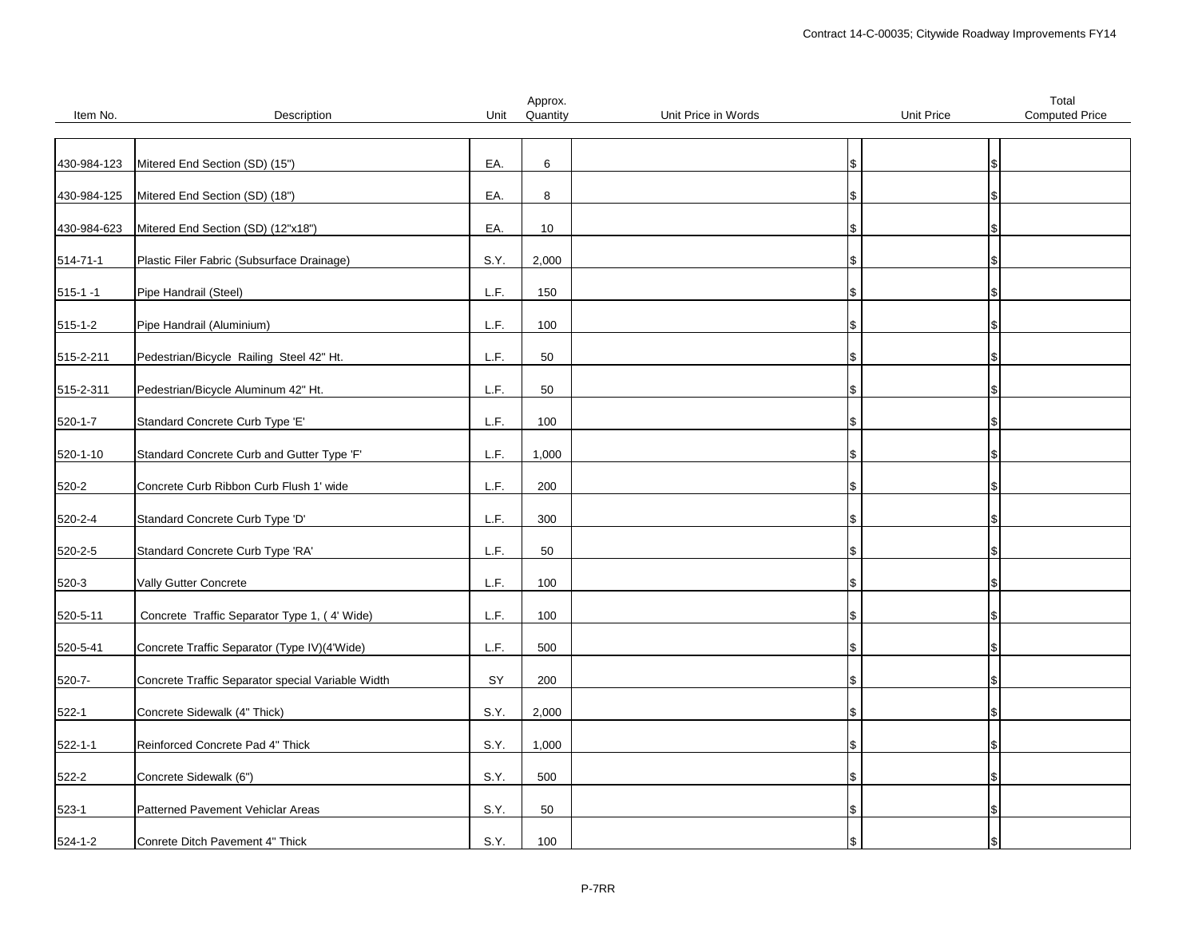| Item No. | Description | Unit | Approx. Quantity | Unit Price in Words | Unit Price | Total Computed Price |
|---|---|---|---|---|---|---|
| 430-984-123 | Mitered End Section (SD) (15") | EA. | 6 | | $ | $ |
| 430-984-125 | Mitered End Section (SD) (18") | EA. | 8 | | $ | $ |
| 430-984-623 | Mitered End Section (SD) (12"x18") | EA. | 10 | | $ | $ |
| 514-71-1 | Plastic Filer Fabric (Subsurface Drainage) | S.Y. | 2,000 | | $ | $ |
| 515-1 -1 | Pipe Handrail (Steel) | L.F. | 150 | | $ | $ |
| 515-1-2 | Pipe Handrail (Aluminium) | L.F. | 100 | | $ | $ |
| 515-2-211 | Pedestrian/Bicycle Railing Steel 42" Ht. | L.F. | 50 | | $ | $ |
| 515-2-311 | Pedestrian/Bicycle Aluminum 42" Ht. | L.F. | 50 | | $ | $ |
| 520-1-7 | Standard Concrete Curb Type 'E' | L.F. | 100 | | $ | $ |
| 520-1-10 | Standard Concrete Curb and Gutter Type 'F' | L.F. | 1,000 | | $ | $ |
| 520-2 | Concrete Curb Ribbon Curb Flush 1' wide | L.F. | 200 | | $ | $ |
| 520-2-4 | Standard Concrete Curb Type 'D' | L.F. | 300 | | $ | $ |
| 520-2-5 | Standard Concrete Curb Type 'RA' | L.F. | 50 | | $ | $ |
| 520-3 | Vally Gutter Concrete | L.F. | 100 | | $ | $ |
| 520-5-11 | Concrete Traffic Separator Type 1, ( 4' Wide) | L.F. | 100 | | $ | $ |
| 520-5-41 | Concrete Traffic Separator (Type IV)(4'Wide) | L.F. | 500 | | $ | $ |
| 520-7- | Concrete Traffic Separator special Variable Width | SY | 200 | | $ | $ |
| 522-1 | Concrete Sidewalk (4" Thick) | S.Y. | 2,000 | | $ | $ |
| 522-1-1 | Reinforced Concrete Pad 4" Thick | S.Y. | 1,000 | | $ | $ |
| 522-2 | Concrete Sidewalk (6") | S.Y. | 500 | | $ | $ |
| 523-1 | Patterned Pavement Vehiclar Areas | S.Y. | 50 | | $ | $ |
| 524-1-2 | Conrete Ditch Pavement 4" Thick | S.Y. | 100 | | $ | $ |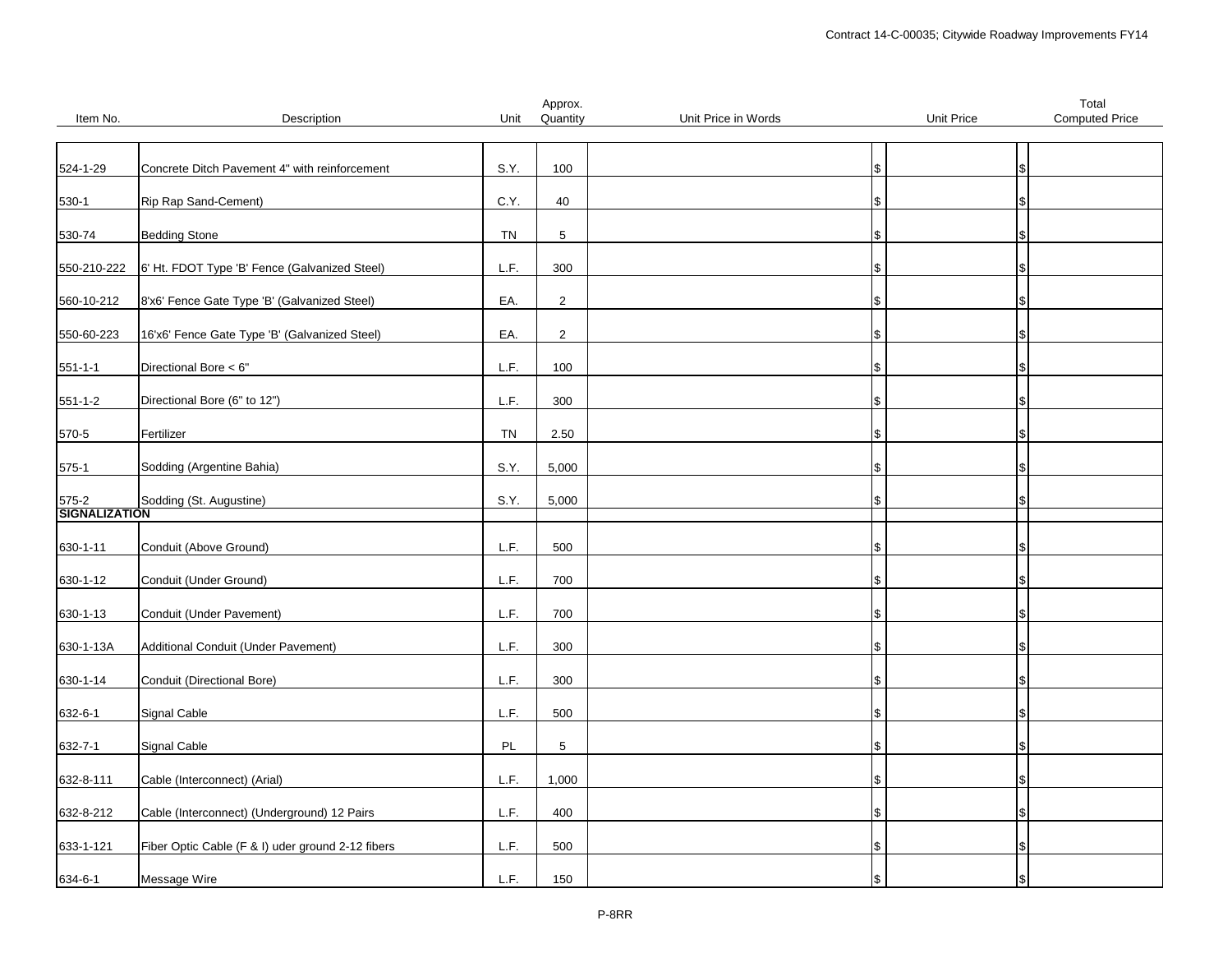| Item No. | Description | Unit | Approx. Quantity | Unit Price in Words | Unit Price | Total Computed Price |
|---|---|---|---|---|---|---|
| 524-1-29 | Concrete Ditch Pavement 4" with reinforcement | S.Y. | 100 | | $ | $ |
| 530-1 | Rip Rap Sand-Cement) | C.Y. | 40 | | $ | $ |
| 530-74 | Bedding Stone | TN | 5 | | $ | $ |
| 550-210-222 | 6' Ht. FDOT Type 'B' Fence (Galvanized Steel) | L.F. | 300 | | $ | $ |
| 560-10-212 | 8'x6' Fence Gate Type 'B' (Galvanized Steel) | EA. | 2 | | $ | $ |
| 550-60-223 | 16'x6' Fence Gate Type 'B' (Galvanized Steel) | EA. | 2 | | $ | $ |
| 551-1-1 | Directional Bore < 6" | L.F. | 100 | | $ | $ |
| 551-1-2 | Directional Bore (6" to 12") | L.F. | 300 | | $ | $ |
| 570-5 | Fertilizer | TN | 2.50 | | $ | $ |
| 575-1 | Sodding (Argentine Bahia) | S.Y. | 5,000 | | $ | $ |
| 575-2 | Sodding (St. Augustine) | S.Y. | 5,000 | | $ | $ |
| **SIGNALIZATION** | | | | | | |
| 630-1-11 | Conduit (Above Ground) | L.F. | 500 | | $ | $ |
| 630-1-12 | Conduit (Under Ground) | L.F. | 700 | | $ | $ |
| 630-1-13 | Conduit (Under Pavement) | L.F. | 700 | | $ | $ |
| 630-1-13A | Additional Conduit (Under Pavement) | L.F. | 300 | | $ | $ |
| 630-1-14 | Conduit (Directional Bore) | L.F. | 300 | | $ | $ |
| 632-6-1 | Signal Cable | L.F. | 500 | | $ | $ |
| 632-7-1 | Signal Cable | PL | 5 | | $ | $ |
| 632-8-111 | Cable (Interconnect) (Arial) | L.F. | 1,000 | | $ | $ |
| 632-8-212 | Cable (Interconnect) (Underground) 12 Pairs | L.F. | 400 | | $ | $ |
| 633-1-121 | Fiber Optic Cable (F & I) uder ground 2-12 fibers | L.F. | 500 | | $ | $ |
| 634-6-1 | Message Wire | L.F. | 150 | | $ | $ |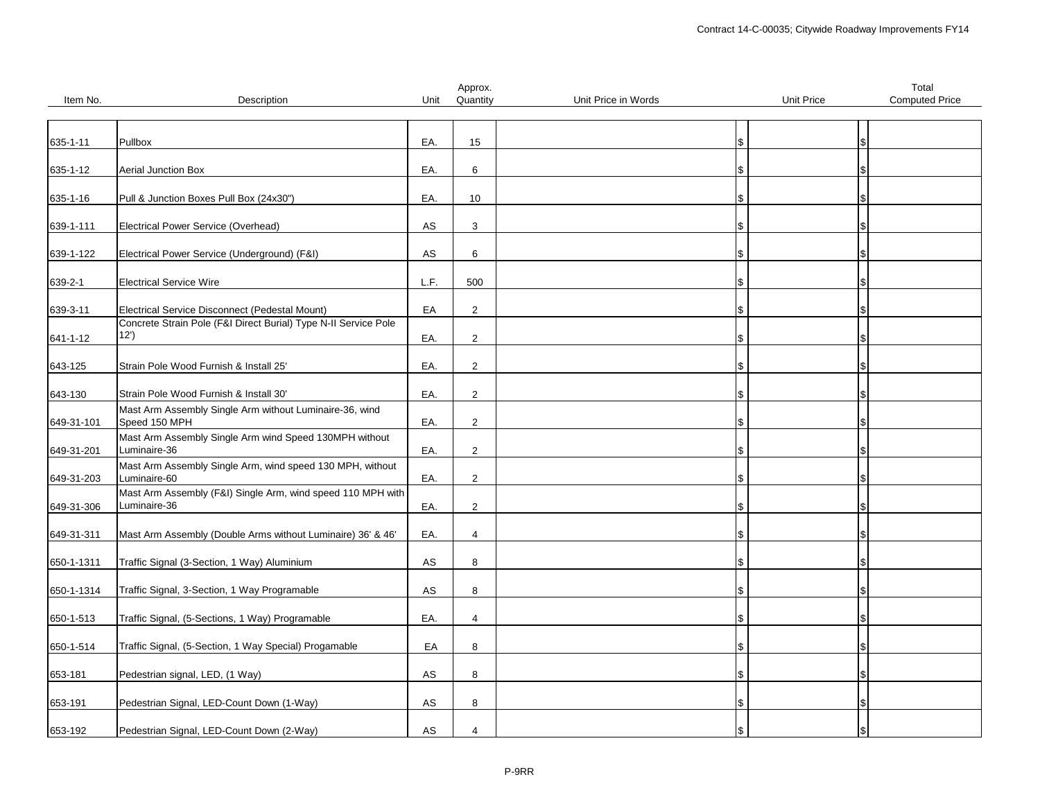| Item No. | Description | Unit | Approx. Quantity | Unit Price in Words | Unit Price | Total Computed Price |
|---|---|---|---|---|---|---|
| 635-1-11 | Pullbox | EA. | 15 | | $ | $ |
| 635-1-12 | Aerial Junction Box | EA. | 6 | | $ | $ |
| 635-1-16 | Pull & Junction Boxes Pull Box (24x30") | EA. | 10 | | $ | $ |
| 639-1-111 | Electrical Power Service (Overhead) | AS | 3 | | $ | $ |
| 639-1-122 | Electrical Power Service (Underground) (F&I) | AS | 6 | | $ | $ |
| 639-2-1 | Electrical Service Wire | L.F. | 500 | | $ | $ |
| 639-3-11 | Electrical Service Disconnect (Pedestal Mount) | EA | 2 | | $ | $ |
| 641-1-12 | Concrete Strain Pole (F&I Direct Burial) Type N-II Service Pole 12') | EA. | 2 | | $ | $ |
| 643-125 | Strain Pole Wood Furnish & Install 25' | EA. | 2 | | $ | $ |
| 643-130 | Strain Pole Wood Furnish & Install 30' | EA. | 2 | | $ | $ |
| 649-31-101 | Mast Arm Assembly Single Arm without Luminaire-36, wind Speed 150 MPH | EA. | 2 | | $ | $ |
| 649-31-201 | Mast Arm Assembly Single Arm wind Speed 130MPH without Luminaire-36 | EA. | 2 | | $ | $ |
| 649-31-203 | Mast Arm Assembly Single Arm, wind speed 130 MPH, without Luminaire-60 | EA. | 2 | | $ | $ |
| 649-31-306 | Mast Arm Assembly (F&I) Single Arm, wind speed 110 MPH with Luminaire-36 | EA. | 2 | | $ | $ |
| 649-31-311 | Mast Arm Assembly (Double Arms without Luminaire) 36' & 46' | EA. | 4 | | $ | $ |
| 650-1-1311 | Traffic Signal (3-Section, 1 Way) Aluminium | AS | 8 | | $ | $ |
| 650-1-1314 | Traffic Signal, 3-Section, 1 Way Programable | AS | 8 | | $ | $ |
| 650-1-513 | Traffic Signal, (5-Sections, 1 Way) Programable | EA. | 4 | | $ | $ |
| 650-1-514 | Traffic Signal, (5-Section, 1 Way Special) Progamable | EA | 8 | | $ | $ |
| 653-181 | Pedestrian signal, LED, (1 Way) | AS | 8 | | $ | $ |
| 653-191 | Pedestrian Signal, LED-Count Down (1-Way) | AS | 8 | | $ | $ |
| 653-192 | Pedestrian Signal, LED-Count Down (2-Way) | AS | 4 | | $ | $ |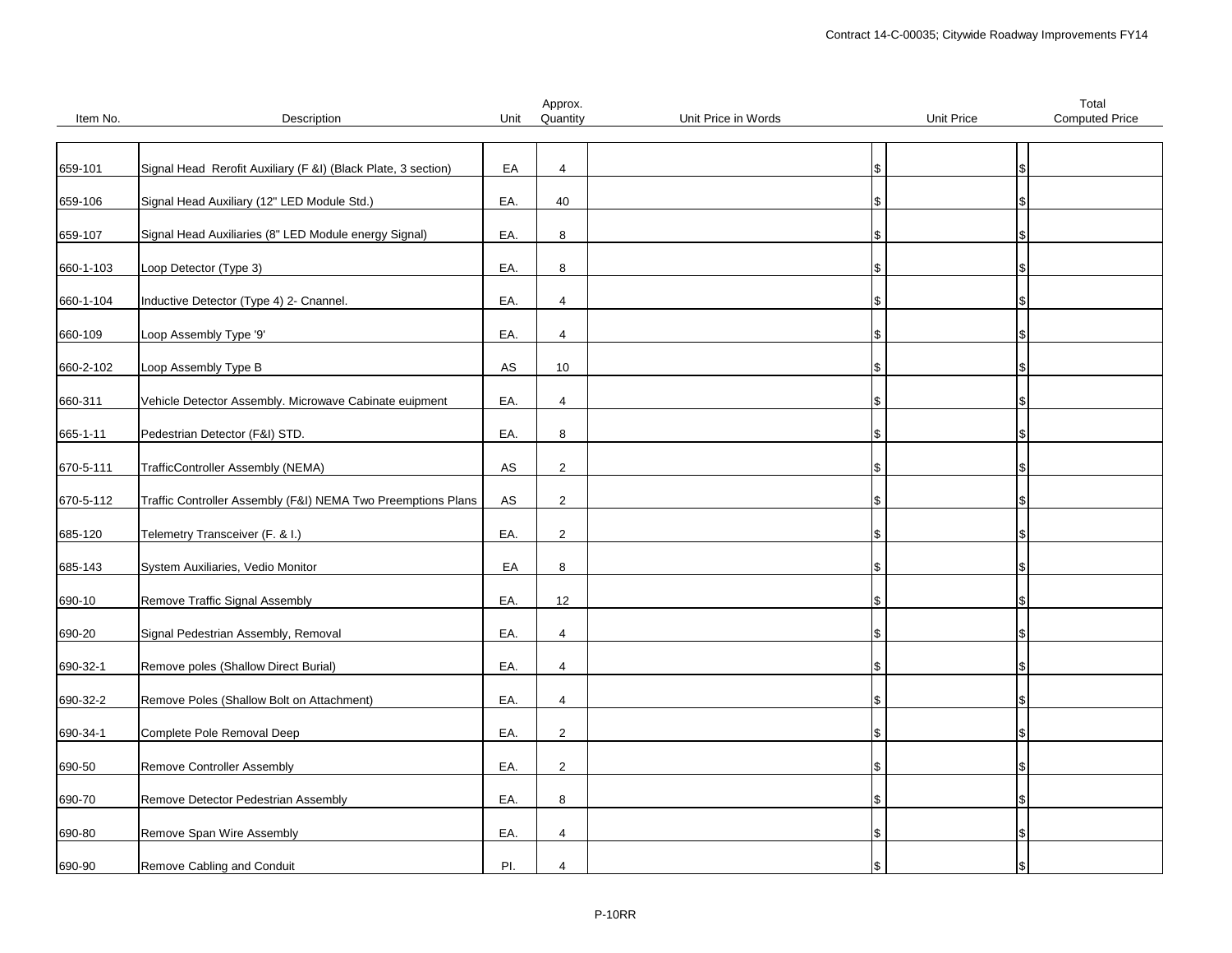| Item No. | Description | Unit | Approx. Quantity | Unit Price in Words | Unit Price | Total Computed Price |
|---|---|---|---|---|---|---|
| 659-101 | Signal Head Rerofit Auxiliary (F &I) (Black Plate, 3 section) | EA | 4 | | $ | $ |
| 659-106 | Signal Head Auxiliary (12" LED Module Std.) | EA. | 40 | | $ | $ |
| 659-107 | Signal Head Auxiliaries (8" LED Module energy Signal) | EA. | 8 | | $ | $ |
| 660-1-103 | Loop Detector (Type 3) | EA. | 8 | | $ | $ |
| 660-1-104 | Inductive Detector (Type 4) 2- Cnannel. | EA. | 4 | | $ | $ |
| 660-109 | Loop Assembly Type '9' | EA. | 4 | | $ | $ |
| 660-2-102 | Loop Assembly Type B | AS | 10 | | $ | $ |
| 660-311 | Vehicle Detector Assembly. Microwave Cabinate euipment | EA. | 4 | | $ | $ |
| 665-1-11 | Pedestrian Detector (F&I) STD. | EA. | 8 | | $ | $ |
| 670-5-111 | TrafficController Assembly (NEMA) | AS | 2 | | $ | $ |
| 670-5-112 | Traffic Controller Assembly (F&I) NEMA Two Preemptions Plans | AS | 2 | | $ | $ |
| 685-120 | Telemetry Transceiver (F. & I.) | EA. | 2 | | $ | $ |
| 685-143 | System Auxiliaries, Vedio Monitor | EA | 8 | | $ | $ |
| 690-10 | Remove Traffic Signal Assembly | EA. | 12 | | $ | $ |
| 690-20 | Signal Pedestrian Assembly, Removal | EA. | 4 | | $ | $ |
| 690-32-1 | Remove poles (Shallow Direct Burial) | EA. | 4 | | $ | $ |
| 690-32-2 | Remove Poles (Shallow Bolt on Attachment) | EA. | 4 | | $ | $ |
| 690-34-1 | Complete Pole Removal Deep | EA. | 2 | | $ | $ |
| 690-50 | Remove Controller Assembly | EA. | 2 | | $ | $ |
| 690-70 | Remove Detector Pedestrian Assembly | EA. | 8 | | $ | $ |
| 690-80 | Remove Span Wire Assembly | EA. | 4 | | $ | $ |
| 690-90 | Remove Cabling and Conduit | PI. | 4 | | $ | $ |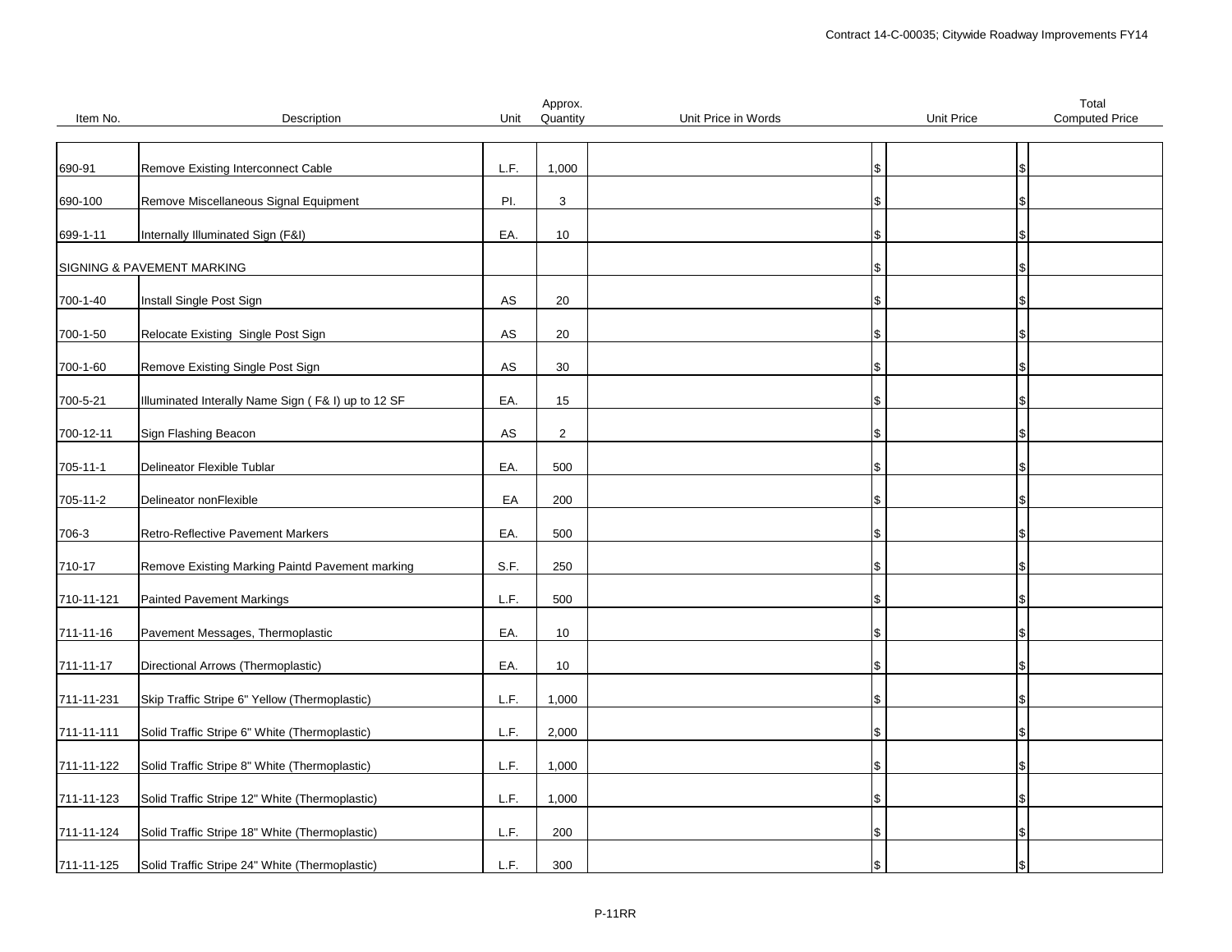| Item No. | Description | Unit | Approx. Quantity | Unit Price in Words | Unit Price | Total Computed Price |
|---|---|---|---|---|---|---|
| 690-91 | Remove Existing Interconnect Cable | L.F. | 1,000 | | $ | $ |
| 690-100 | Remove Miscellaneous Signal Equipment | PI. | 3 | | $ | $ |
| 699-1-11 | Internally Illuminated Sign (F&I) | EA. | 10 | | $ | $ |
| SIGNING & PAVEMENT MARKING | | | | | $ | $ |
| 700-1-40 | Install Single Post Sign | AS | 20 | | $ | $ |
| 700-1-50 | Relocate Existing Single Post Sign | AS | 20 | | $ | $ |
| 700-1-60 | Remove Existing Single Post Sign | AS | 30 | | $ | $ |
| 700-5-21 | Illuminated Interally Name Sign ( F& I) up to 12 SF | EA. | 15 | | $ | $ |
| 700-12-11 | Sign Flashing Beacon | AS | 2 | | $ | $ |
| 705-11-1 | Delineator Flexible Tublar | EA. | 500 | | $ | $ |
| 705-11-2 | Delineator nonFlexible | EA | 200 | | $ | $ |
| 706-3 | Retro-Reflective Pavement Markers | EA. | 500 | | $ | $ |
| 710-17 | Remove Existing Marking Paintd Pavement marking | S.F. | 250 | | $ | $ |
| 710-11-121 | Painted Pavement Markings | L.F. | 500 | | $ | $ |
| 711-11-16 | Pavement Messages, Thermoplastic | EA. | 10 | | $ | $ |
| 711-11-17 | Directional Arrows (Thermoplastic) | EA. | 10 | | $ | $ |
| 711-11-231 | Skip Traffic Stripe 6" Yellow (Thermoplastic) | L.F. | 1,000 | | $ | $ |
| 711-11-111 | Solid Traffic Stripe 6" White (Thermoplastic) | L.F. | 2,000 | | $ | $ |
| 711-11-122 | Solid Traffic Stripe 8" White (Thermoplastic) | L.F. | 1,000 | | $ | $ |
| 711-11-123 | Solid Traffic Stripe 12" White (Thermoplastic) | L.F. | 1,000 | | $ | $ |
| 711-11-124 | Solid Traffic Stripe 18" White (Thermoplastic) | L.F. | 200 | | $ | $ |
| 711-11-125 | Solid Traffic Stripe 24" White (Thermoplastic) | L.F. | 300 | | $ | $ |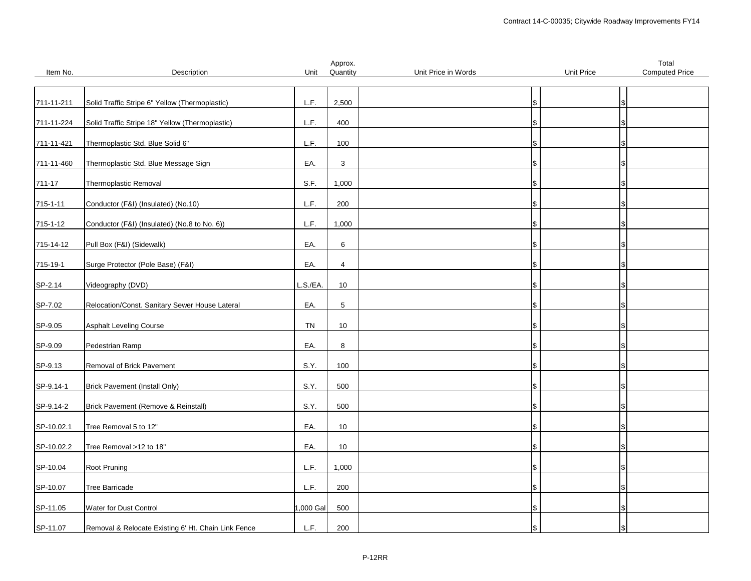| Item No. | Description | Unit | Approx. Quantity | Unit Price in Words | Unit Price | Total Computed Price |
|---|---|---|---|---|---|---|
| 711-11-211 | Solid Traffic Stripe 6" Yellow (Thermoplastic) | L.F. | 2,500 | | $ | $ |
| 711-11-224 | Solid Traffic Stripe 18" Yellow (Thermoplastic) | L.F. | 400 | | $ | $ |
| 711-11-421 | Thermoplastic Std. Blue Solid 6" | L.F. | 100 | | $ | $ |
| 711-11-460 | Thermoplastic Std. Blue Message Sign | EA. | 3 | | $ | $ |
| 711-17 | Thermoplastic Removal | S.F. | 1,000 | | $ | $ |
| 715-1-11 | Conductor (F&I) (Insulated) (No.10) | L.F. | 200 | | $ | $ |
| 715-1-12 | Conductor (F&I) (Insulated) (No.8 to No. 6)) | L.F. | 1,000 | | $ | $ |
| 715-14-12 | Pull Box (F&I) (Sidewalk) | EA. | 6 | | $ | $ |
| 715-19-1 | Surge Protector (Pole Base) (F&I) | EA. | 4 | | $ | $ |
| SP-2.14 | Videography (DVD) | L.S./EA. | 10 | | $ | $ |
| SP-7.02 | Relocation/Const. Sanitary Sewer House Lateral | EA. | 5 | | $ | $ |
| SP-9.05 | Asphalt Leveling Course | TN | 10 | | $ | $ |
| SP-9.09 | Pedestrian Ramp | EA. | 8 | | $ | $ |
| SP-9.13 | Removal of Brick Pavement | S.Y. | 100 | | $ | $ |
| SP-9.14-1 | Brick Pavement (Install Only) | S.Y. | 500 | | $ | $ |
| SP-9.14-2 | Brick Pavement (Remove & Reinstall) | S.Y. | 500 | | $ | $ |
| SP-10.02.1 | Tree Removal 5 to 12" | EA. | 10 | | $ | $ |
| SP-10.02.2 | Tree Removal >12 to 18" | EA. | 10 | | $ | $ |
| SP-10.04 | Root Pruning | L.F. | 1,000 | | $ | $ |
| SP-10.07 | Tree Barricade | L.F. | 200 | | $ | $ |
| SP-11.05 | Water for Dust Control | 1,000 Gal | 500 | | $ | $ |
| SP-11.07 | Removal & Relocate Existing 6' Ht. Chain Link Fence | L.F. | 200 | | $ | $ |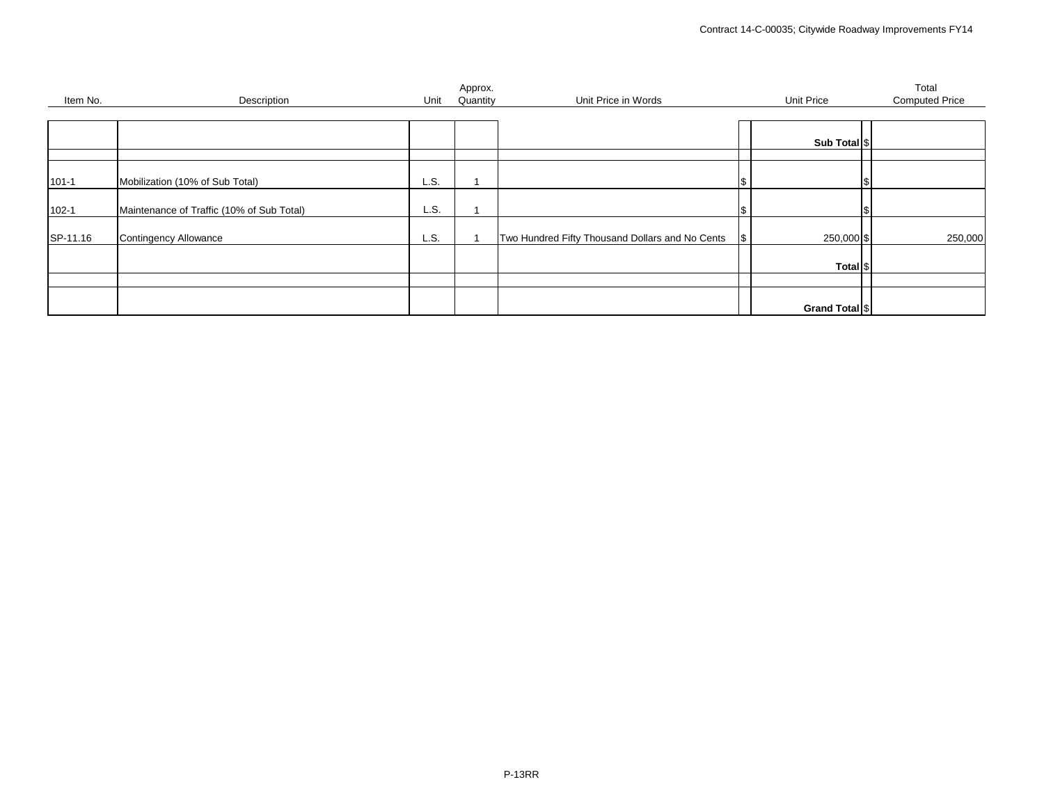| Item No. | Description | Unit | Approx. Quantity | Unit Price in Words | Unit Price | Total Computed Price |
|---|---|---|---|---|---|---|
| | | | | | **Sub Total** | $ |
| | | | | | | |
| 101-1 | Mobilization (10% of Sub Total) | L.S. | 1 | | $ | $ |
| 102-1 | Maintenance of Traffic (10% of Sub Total) | L.S. | 1 | | $ | $ |
| SP-11.16 | Contingency Allowance | L.S. | 1 | Two Hundred Fifty Thousand Dollars and No Cents | $ 250,000 | $ 250,000 |
| | | | | | **Total** | $ |
| | | | | | | |
| | | | | | **Grand Total** | $ |

P-13RR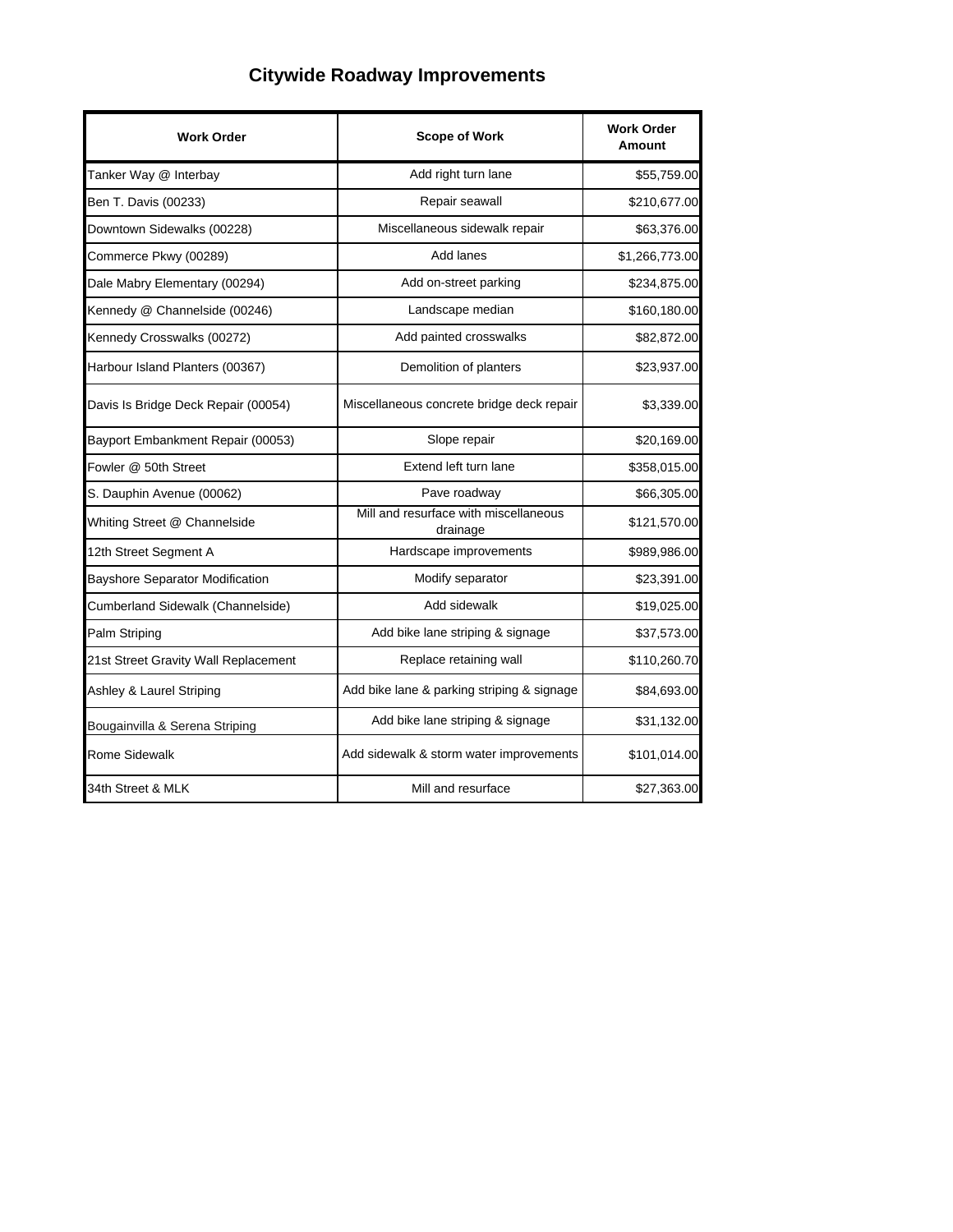# Citywide Roadway Improvements

| Work Order | Scope of Work | Work Order Amount |
|---|---|---|
| Tanker Way @ Interbay | Add right turn lane | $55,759.00 |
| Ben T. Davis (00233) | Repair seawall | $210,677.00 |
| Downtown Sidewalks (00228) | Miscellaneous sidewalk repair | $63,376.00 |
| Commerce Pkwy (00289) | Add lanes | $1,266,773.00 |
| Dale Mabry Elementary (00294) | Add on-street parking | $234,875.00 |
| Kennedy @ Channelside (00246) | Landscape median | $160,180.00 |
| Kennedy Crosswalks (00272) | Add painted crosswalks | $82,872.00 |
| Harbour Island Planters (00367) | Demolition of planters | $23,937.00 |
| Davis Is Bridge Deck Repair (00054) | Miscellaneous concrete bridge deck repair | $3,339.00 |
| Bayport Embankment Repair (00053) | Slope repair | $20,169.00 |
| Fowler @ 50th Street | Extend left turn lane | $358,015.00 |
| S. Dauphin Avenue (00062) | Pave roadway | $66,305.00 |
| Whiting Street @ Channelside | Mill and resurface with miscellaneous drainage | $121,570.00 |
| 12th Street Segment A | Hardscape improvements | $989,986.00 |
| Bayshore Separator Modification | Modify separator | $23,391.00 |
| Cumberland Sidewalk (Channelside) | Add sidewalk | $19,025.00 |
| Palm Striping | Add bike lane striping & signage | $37,573.00 |
| 21st Street Gravity Wall Replacement | Replace retaining wall | $110,260.70 |
| Ashley & Laurel Striping | Add bike lane & parking striping & signage | $84,693.00 |
| Bougainvilla & Serena Striping | Add bike lane striping & signage | $31,132.00 |
| Rome Sidewalk | Add sidewalk & storm water improvements | $101,014.00 |
| 34th Street & MLK | Mill and resurface | $27,363.00 |